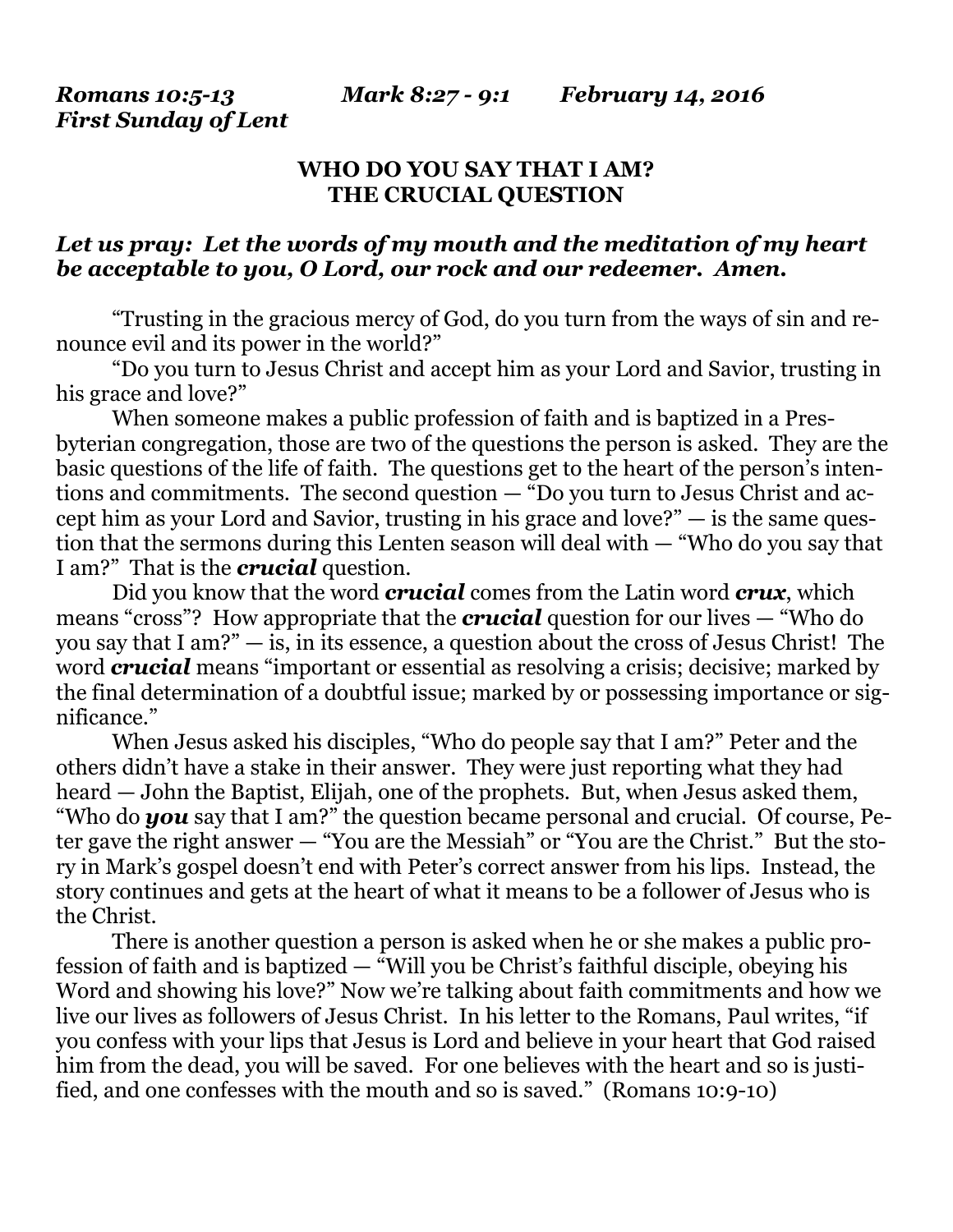***Romans 10:5-13 Mark 8:27 - 9:1 February 14, 2016***
***First Sunday of Lent***

## WHO DO YOU SAY THAT I AM?
## THE CRUCIAL QUESTION

***Let us pray: Let the words of my mouth and the meditation of my heart be acceptable to you, O Lord, our rock and our redeemer. Amen.***

"Trusting in the gracious mercy of God, do you turn from the ways of sin and renounce evil and its power in the world?"

"Do you turn to Jesus Christ and accept him as your Lord and Savior, trusting in his grace and love?"

When someone makes a public profession of faith and is baptized in a Presbyterian congregation, those are two of the questions the person is asked. They are the basic questions of the life of faith. The questions get to the heart of the person's intentions and commitments. The second question — "Do you turn to Jesus Christ and accept him as your Lord and Savior, trusting in his grace and love?" — is the same question that the sermons during this Lenten season will deal with — "Who do you say that I am?" That is the ***crucial*** question.

Did you know that the word ***crucial*** comes from the Latin word ***crux***, which means "cross"? How appropriate that the ***crucial*** question for our lives — "Who do you say that I am?" — is, in its essence, a question about the cross of Jesus Christ! The word ***crucial*** means "important or essential as resolving a crisis; decisive; marked by the final determination of a doubtful issue; marked by or possessing importance or significance."

When Jesus asked his disciples, "Who do people say that I am?" Peter and the others didn't have a stake in their answer. They were just reporting what they had heard — John the Baptist, Elijah, one of the prophets. But, when Jesus asked them, "Who do ***you*** say that I am?" the question became personal and crucial. Of course, Peter gave the right answer — "You are the Messiah" or "You are the Christ." But the story in Mark's gospel doesn't end with Peter's correct answer from his lips. Instead, the story continues and gets at the heart of what it means to be a follower of Jesus who is the Christ.

There is another question a person is asked when he or she makes a public profession of faith and is baptized — "Will you be Christ's faithful disciple, obeying his Word and showing his love?" Now we're talking about faith commitments and how we live our lives as followers of Jesus Christ. In his letter to the Romans, Paul writes, "if you confess with your lips that Jesus is Lord and believe in your heart that God raised him from the dead, you will be saved. For one believes with the heart and so is justified, and one confesses with the mouth and so is saved." (Romans 10:9-10)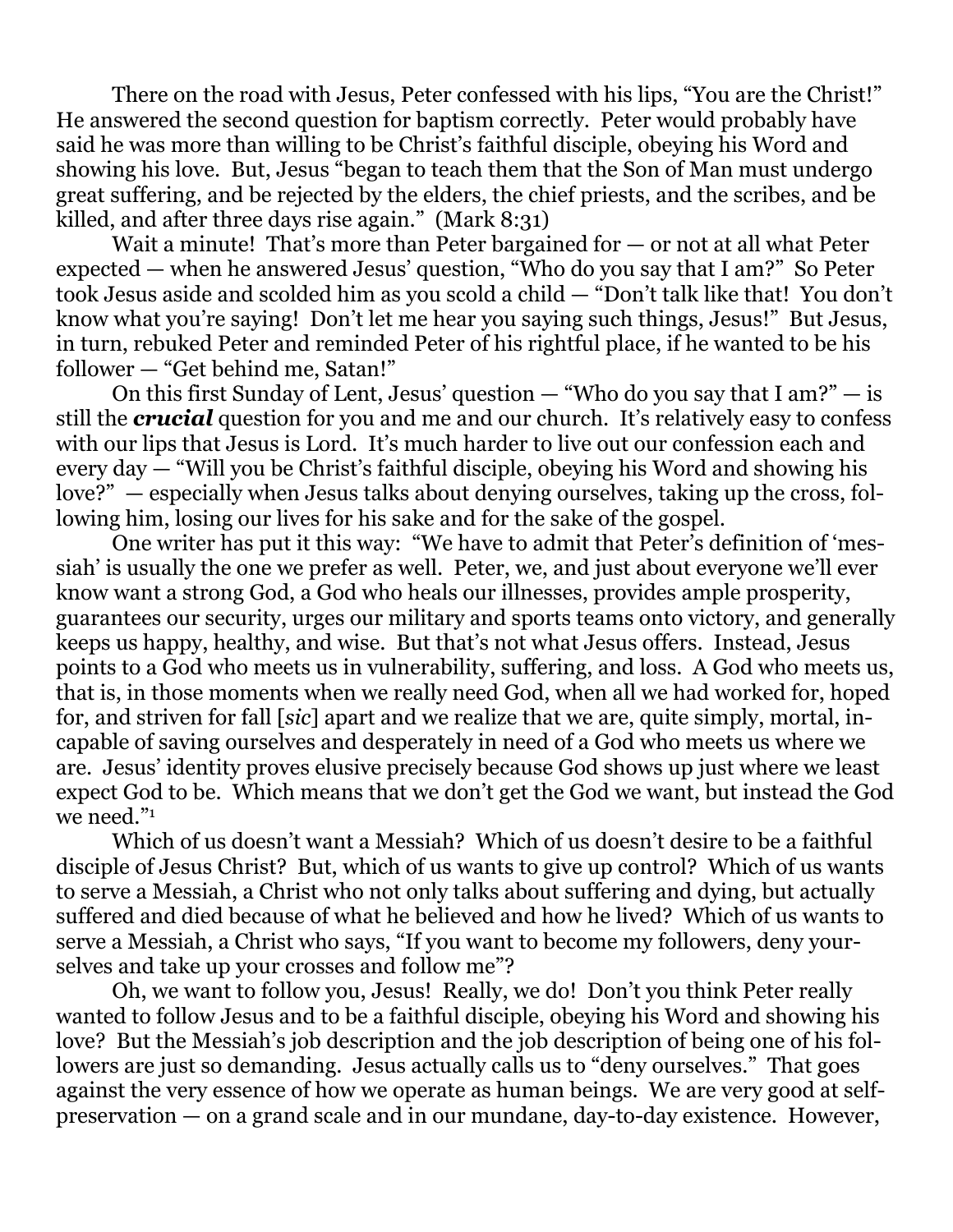There on the road with Jesus, Peter confessed with his lips, "You are the Christ!" He answered the second question for baptism correctly. Peter would probably have said he was more than willing to be Christ's faithful disciple, obeying his Word and showing his love. But, Jesus "began to teach them that the Son of Man must undergo great suffering, and be rejected by the elders, the chief priests, and the scribes, and be killed, and after three days rise again." (Mark 8:31)

Wait a minute! That's more than Peter bargained for — or not at all what Peter expected — when he answered Jesus' question, "Who do you say that I am?" So Peter took Jesus aside and scolded him as you scold a child — "Don't talk like that! You don't know what you're saying! Don't let me hear you saying such things, Jesus!" But Jesus, in turn, rebuked Peter and reminded Peter of his rightful place, if he wanted to be his follower — "Get behind me, Satan!"

On this first Sunday of Lent, Jesus' question — "Who do you say that I am?" — is still the ***crucial*** question for you and me and our church. It's relatively easy to confess with our lips that Jesus is Lord. It's much harder to live out our confession each and every day — "Will you be Christ's faithful disciple, obeying his Word and showing his love?" — especially when Jesus talks about denying ourselves, taking up the cross, following him, losing our lives for his sake and for the sake of the gospel.

One writer has put it this way: "We have to admit that Peter's definition of 'messiah' is usually the one we prefer as well. Peter, we, and just about everyone we'll ever know want a strong God, a God who heals our illnesses, provides ample prosperity, guarantees our security, urges our military and sports teams onto victory, and generally keeps us happy, healthy, and wise. But that's not what Jesus offers. Instead, Jesus points to a God who meets us in vulnerability, suffering, and loss. A God who meets us, that is, in those moments when we really need God, when all we had worked for, hoped for, and striven for fall [*sic*] apart and we realize that we are, quite simply, mortal, incapable of saving ourselves and desperately in need of a God who meets us where we are. Jesus' identity proves elusive precisely because God shows up just where we least expect God to be. Which means that we don't get the God we want, but instead the God we need."[1]

Which of us doesn't want a Messiah? Which of us doesn't desire to be a faithful disciple of Jesus Christ? But, which of us wants to give up control? Which of us wants to serve a Messiah, a Christ who not only talks about suffering and dying, but actually suffered and died because of what he believed and how he lived? Which of us wants to serve a Messiah, a Christ who says, "If you want to become my followers, deny yourselves and take up your crosses and follow me"?

Oh, we want to follow you, Jesus! Really, we do! Don't you think Peter really wanted to follow Jesus and to be a faithful disciple, obeying his Word and showing his love? But the Messiah's job description and the job description of being one of his followers are just so demanding. Jesus actually calls us to "deny ourselves." That goes against the very essence of how we operate as human beings. We are very good at self-preservation — on a grand scale and in our mundane, day-to-day existence. However,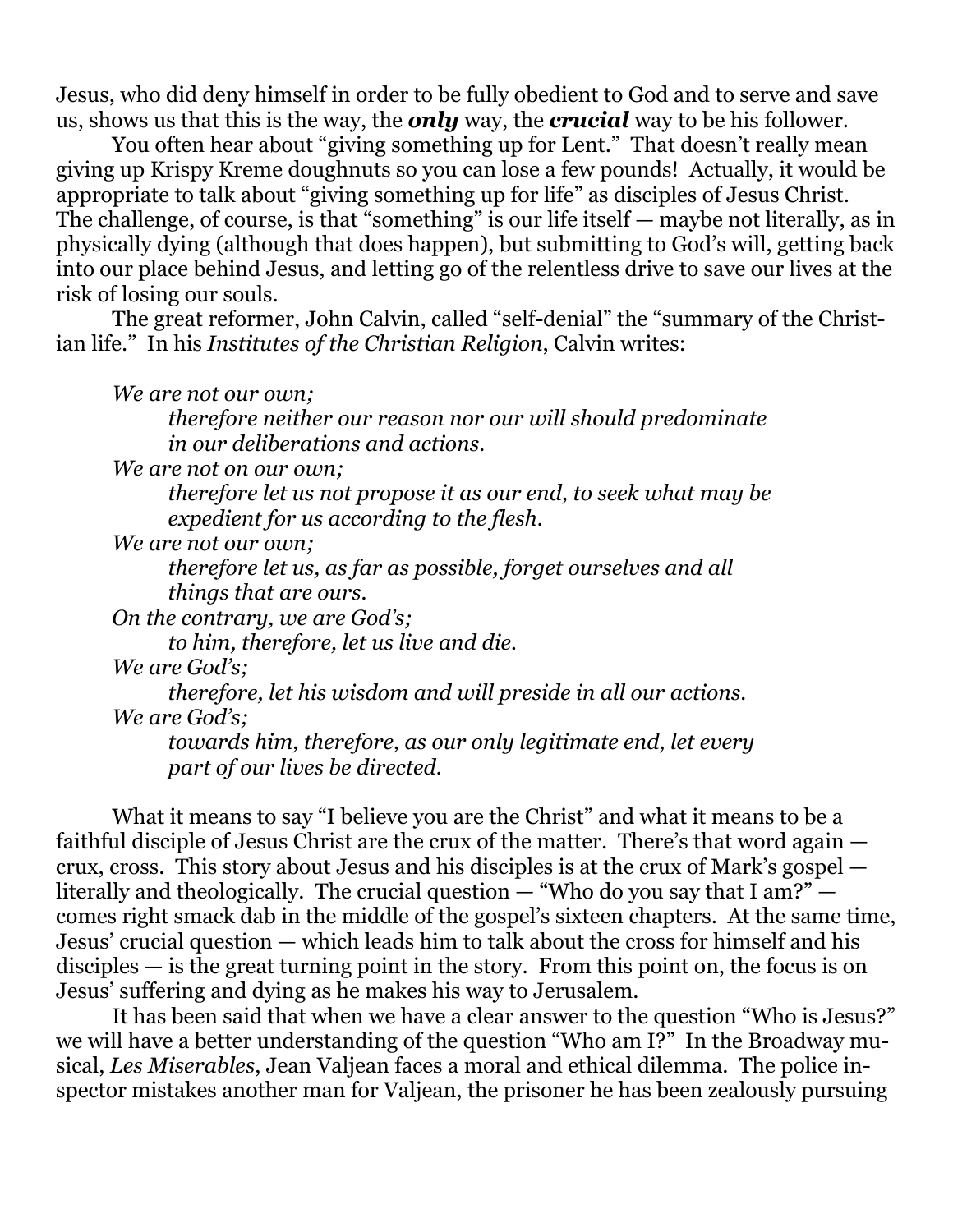Jesus, who did deny himself in order to be fully obedient to God and to serve and save us, shows us that this is the way, the ***only*** way, the ***crucial*** way to be his follower.

You often hear about "giving something up for Lent." That doesn't really mean giving up Krispy Kreme doughnuts so you can lose a few pounds! Actually, it would be appropriate to talk about "giving something up for life" as disciples of Jesus Christ. The challenge, of course, is that "something" is our life itself — maybe not literally, as in physically dying (although that does happen), but submitting to God's will, getting back into our place behind Jesus, and letting go of the relentless drive to save our lives at the risk of losing our souls.

The great reformer, John Calvin, called "self-denial" the "summary of the Christian life." In his *Institutes of the Christian Religion*, Calvin writes:

> *We are not our own;*
> *therefore neither our reason nor our will should predominate in our deliberations and actions.*
> *We are not on our own;*
> *therefore let us not propose it as our end, to seek what may be expedient for us according to the flesh.*
> *We are not our own;*
> *therefore let us, as far as possible, forget ourselves and all things that are ours.*
> *On the contrary, we are God's;*
> *to him, therefore, let us live and die.*
> *We are God's;*
> *therefore, let his wisdom and will preside in all our actions.*
> *We are God's;*
> *towards him, therefore, as our only legitimate end, let every part of our lives be directed.*

What it means to say "I believe you are the Christ" and what it means to be a faithful disciple of Jesus Christ are the crux of the matter. There's that word again — crux, cross. This story about Jesus and his disciples is at the crux of Mark's gospel — literally and theologically. The crucial question — "Who do you say that I am?" — comes right smack dab in the middle of the gospel's sixteen chapters. At the same time, Jesus' crucial question — which leads him to talk about the cross for himself and his disciples — is the great turning point in the story. From this point on, the focus is on Jesus' suffering and dying as he makes his way to Jerusalem.

It has been said that when we have a clear answer to the question "Who is Jesus?" we will have a better understanding of the question "Who am I?" In the Broadway musical, *Les Miserables*, Jean Valjean faces a moral and ethical dilemma. The police inspector mistakes another man for Valjean, the prisoner he has been zealously pursuing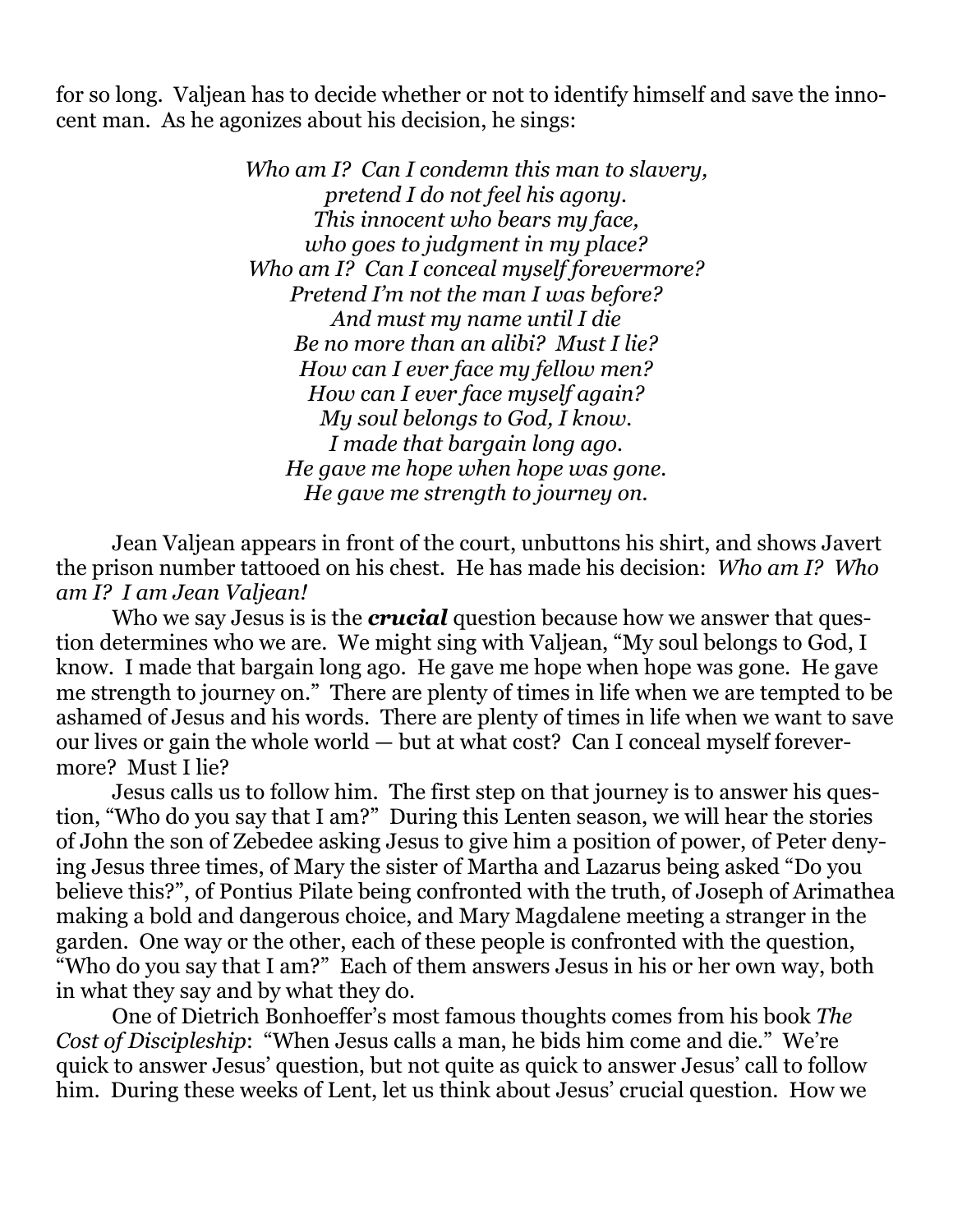for so long. Valjean has to decide whether or not to identify himself and save the innocent man. As he agonizes about his decision, he sings:

*Who am I? Can I condemn this man to slavery,*
*pretend I do not feel his agony.*
*This innocent who bears my face,*
*who goes to judgment in my place?*
*Who am I? Can I conceal myself forevermore?*
*Pretend I'm not the man I was before?*
*And must my name until I die*
*Be no more than an alibi? Must I lie?*
*How can I ever face my fellow men?*
*How can I ever face myself again?*
*My soul belongs to God, I know.*
*I made that bargain long ago.*
*He gave me hope when hope was gone.*
*He gave me strength to journey on.*

Jean Valjean appears in front of the court, unbuttons his shirt, and shows Javert the prison number tattooed on his chest. He has made his decision: *Who am I? Who am I? I am Jean Valjean!*

Who we say Jesus is is the ***crucial*** question because how we answer that question determines who we are. We might sing with Valjean, "My soul belongs to God, I know. I made that bargain long ago. He gave me hope when hope was gone. He gave me strength to journey on." There are plenty of times in life when we are tempted to be ashamed of Jesus and his words. There are plenty of times in life when we want to save our lives or gain the whole world — but at what cost? Can I conceal myself forevermore? Must I lie?

Jesus calls us to follow him. The first step on that journey is to answer his question, "Who do you say that I am?" During this Lenten season, we will hear the stories of John the son of Zebedee asking Jesus to give him a position of power, of Peter denying Jesus three times, of Mary the sister of Martha and Lazarus being asked "Do you believe this?", of Pontius Pilate being confronted with the truth, of Joseph of Arimathea making a bold and dangerous choice, and Mary Magdalene meeting a stranger in the garden. One way or the other, each of these people is confronted with the question, "Who do you say that I am?" Each of them answers Jesus in his or her own way, both in what they say and by what they do.

One of Dietrich Bonhoeffer's most famous thoughts comes from his book *The Cost of Discipleship*: "When Jesus calls a man, he bids him come and die." We're quick to answer Jesus' question, but not quite as quick to answer Jesus' call to follow him. During these weeks of Lent, let us think about Jesus' crucial question. How we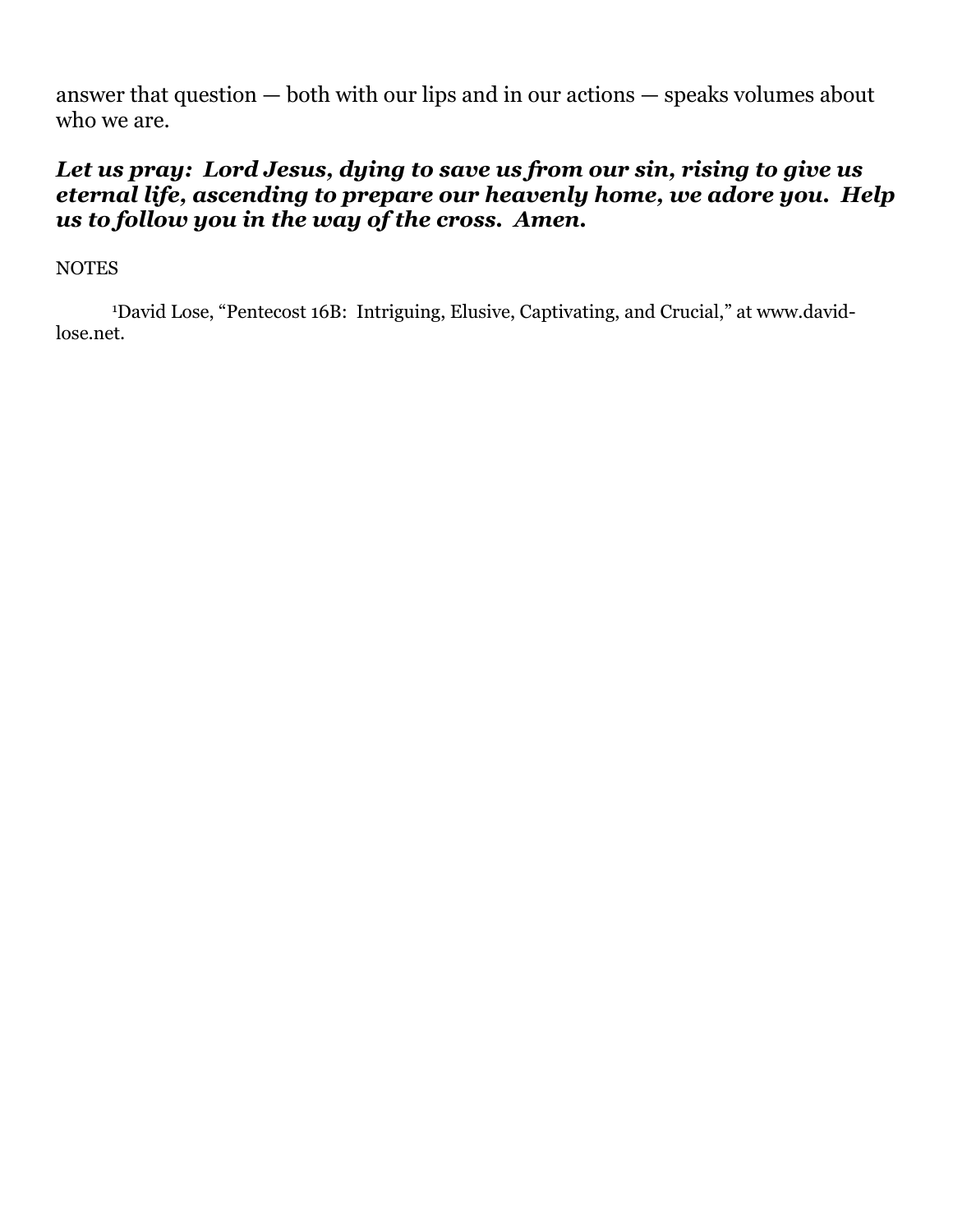answer that question — both with our lips and in our actions — speaks volumes about who we are.

***Let us pray: Lord Jesus, dying to save us from our sin, rising to give us eternal life, ascending to prepare our heavenly home, we adore you. Help us to follow you in the way of the cross. Amen.***

NOTES

[1]David Lose, "Pentecost 16B: Intriguing, Elusive, Captivating, and Crucial," at www.david-lose.net.